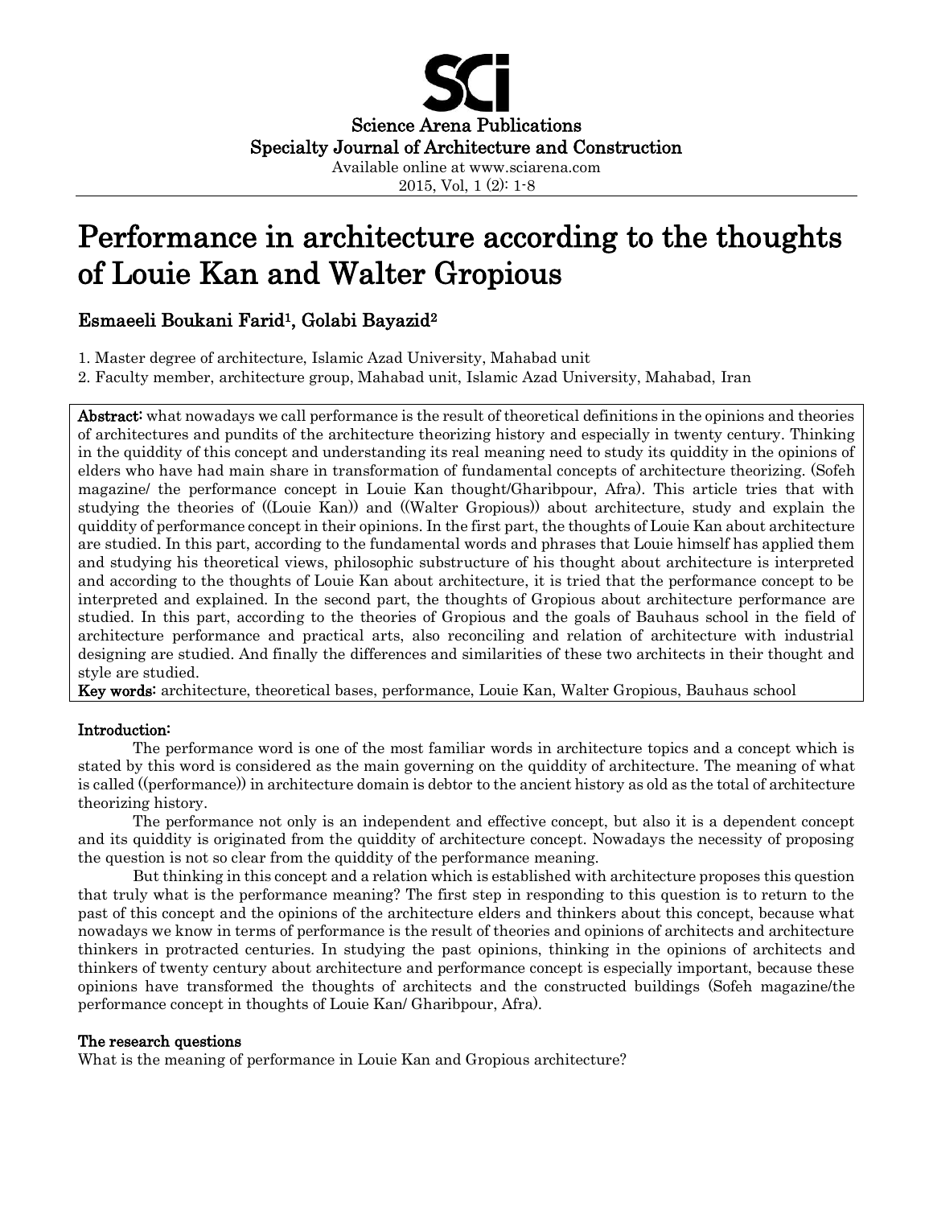Science Arena Publications
Specialty Journal of Architecture and Construction
Available online at www.sciarena.com
2015, Vol, 1 (2): 1-8

# Performance in architecture according to the thoughts of Louie Kan and Walter Gropious

**Esmaeeli Boukani Farid[1], Golabi Bayazid[2]**

1. Master degree of architecture, Islamic Azad University, Mahabad unit
2. Faculty member, architecture group, Mahabad unit, Islamic Azad University, Mahabad, Iran

**Abstract:** what nowadays we call performance is the result of theoretical definitions in the opinions and theories of architectures and pundits of the architecture theorizing history and especially in twenty century. Thinking in the quiddity of this concept and understanding its real meaning need to study its quiddity in the opinions of elders who have had main share in transformation of fundamental concepts of architecture theorizing. (Sofeh magazine/ the performance concept in Louie Kan thought/Gharibpour, Afra). This article tries that with studying the theories of ((Louie Kan)) and ((Walter Gropious)) about architecture, study and explain the quiddity of performance concept in their opinions. In the first part, the thoughts of Louie Kan about architecture are studied. In this part, according to the fundamental words and phrases that Louie himself has applied them and studying his theoretical views, philosophic substructure of his thought about architecture is interpreted and according to the thoughts of Louie Kan about architecture, it is tried that the performance concept to be interpreted and explained. In the second part, the thoughts of Gropious about architecture performance are studied. In this part, according to the theories of Gropious and the goals of Bauhaus school in the field of architecture performance and practical arts, also reconciling and relation of architecture with industrial designing are studied. And finally the differences and similarities of these two architects in their thought and style are studied.

**Key words:** architecture, theoretical bases, performance, Louie Kan, Walter Gropious, Bauhaus school

## Introduction:

The performance word is one of the most familiar words in architecture topics and a concept which is stated by this word is considered as the main governing on the quiddity of architecture. The meaning of what is called ((performance)) in architecture domain is debtor to the ancient history as old as the total of architecture theorizing history.

The performance not only is an independent and effective concept, but also it is a dependent concept and its quiddity is originated from the quiddity of architecture concept. Nowadays the necessity of proposing the question is not so clear from the quiddity of the performance meaning.

But thinking in this concept and a relation which is established with architecture proposes this question that truly what is the performance meaning? The first step in responding to this question is to return to the past of this concept and the opinions of the architecture elders and thinkers about this concept, because what nowadays we know in terms of performance is the result of theories and opinions of architects and architecture thinkers in protracted centuries. In studying the past opinions, thinking in the opinions of architects and thinkers of twenty century about architecture and performance concept is especially important, because these opinions have transformed the thoughts of architects and the constructed buildings (Sofeh magazine/the performance concept in thoughts of Louie Kan/ Gharibpour, Afra).

## The research questions

What is the meaning of performance in Louie Kan and Gropious architecture?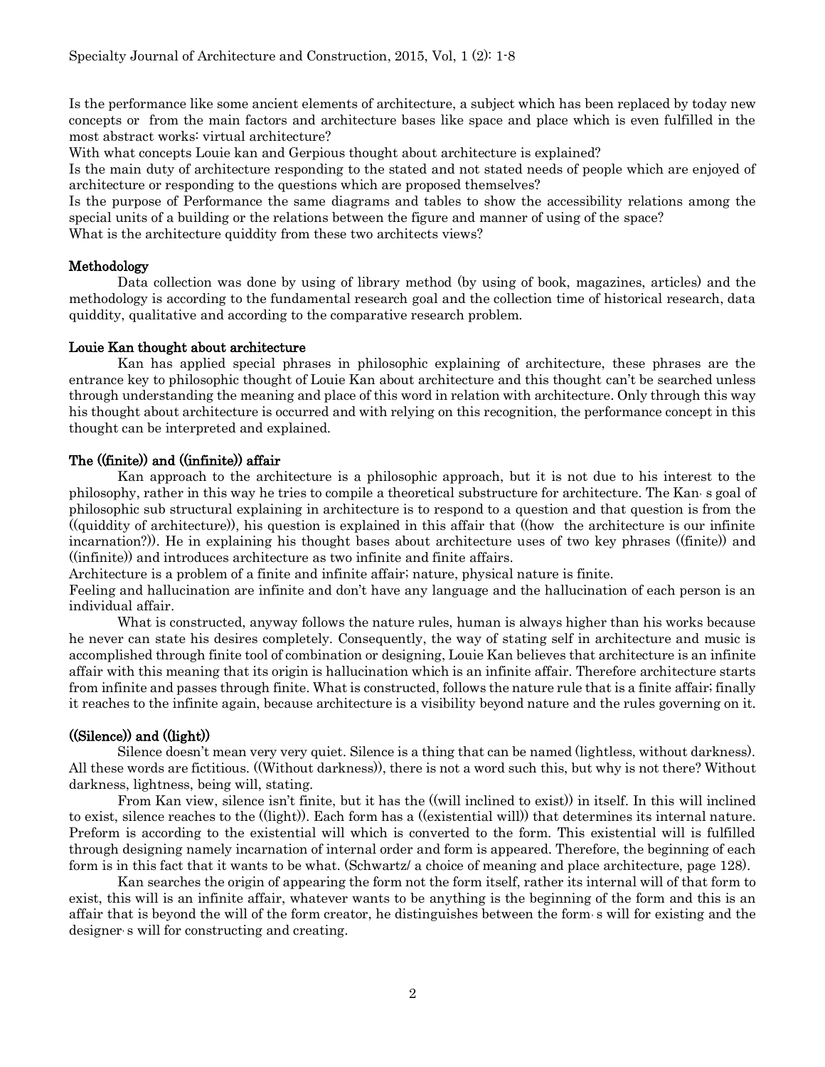Is the performance like some ancient elements of architecture, a subject which has been replaced by today new concepts or from the main factors and architecture bases like space and place which is even fulfilled in the most abstract works: virtual architecture?

With what concepts Louie kan and Gerpious thought about architecture is explained?

Is the main duty of architecture responding to the stated and not stated needs of people which are enjoyed of architecture or responding to the questions which are proposed themselves?

Is the purpose of Performance the same diagrams and tables to show the accessibility relations among the special units of a building or the relations between the figure and manner of using of the space?

What is the architecture quiddity from these two architects views?

## Methodology

Data collection was done by using of library method (by using of book, magazines, articles) and the methodology is according to the fundamental research goal and the collection time of historical research, data quiddity, qualitative and according to the comparative research problem.

## Louie Kan thought about architecture

Kan has applied special phrases in philosophic explaining of architecture, these phrases are the entrance key to philosophic thought of Louie Kan about architecture and this thought can't be searched unless through understanding the meaning and place of this word in relation with architecture. Only through this way his thought about architecture is occurred and with relying on this recognition, the performance concept in this thought can be interpreted and explained.

## The ((finite)) and ((infinite)) affair

Kan approach to the architecture is a philosophic approach, but it is not due to his interest to the philosophy, rather in this way he tries to compile a theoretical substructure for architecture. The Kan' s goal of philosophic sub structural explaining in architecture is to respond to a question and that question is from the ((quiddity of architecture)), his question is explained in this affair that ((how the architecture is our infinite incarnation?)). He in explaining his thought bases about architecture uses of two key phrases ((finite)) and ((infinite)) and introduces architecture as two infinite and finite affairs.

Architecture is a problem of a finite and infinite affair; nature, physical nature is finite.

Feeling and hallucination are infinite and don't have any language and the hallucination of each person is an individual affair.

What is constructed, anyway follows the nature rules, human is always higher than his works because he never can state his desires completely. Consequently, the way of stating self in architecture and music is accomplished through finite tool of combination or designing, Louie Kan believes that architecture is an infinite affair with this meaning that its origin is hallucination which is an infinite affair. Therefore architecture starts from infinite and passes through finite. What is constructed, follows the nature rule that is a finite affair; finally it reaches to the infinite again, because architecture is a visibility beyond nature and the rules governing on it.

## ((Silence)) and ((light))

Silence doesn't mean very very quiet. Silence is a thing that can be named (lightless, without darkness). All these words are fictitious. ((Without darkness)), there is not a word such this, but why is not there? Without darkness, lightness, being will, stating.

From Kan view, silence isn't finite, but it has the ((will inclined to exist)) in itself. In this will inclined to exist, silence reaches to the ((light)). Each form has a ((existential will)) that determines its internal nature. Preform is according to the existential will which is converted to the form. This existential will is fulfilled through designing namely incarnation of internal order and form is appeared. Therefore, the beginning of each form is in this fact that it wants to be what. (Schwartz/ a choice of meaning and place architecture, page 128).

Kan searches the origin of appearing the form not the form itself, rather its internal will of that form to exist, this will is an infinite affair, whatever wants to be anything is the beginning of the form and this is an affair that is beyond the will of the form creator, he distinguishes between the form' s will for existing and the designer' s will for constructing and creating.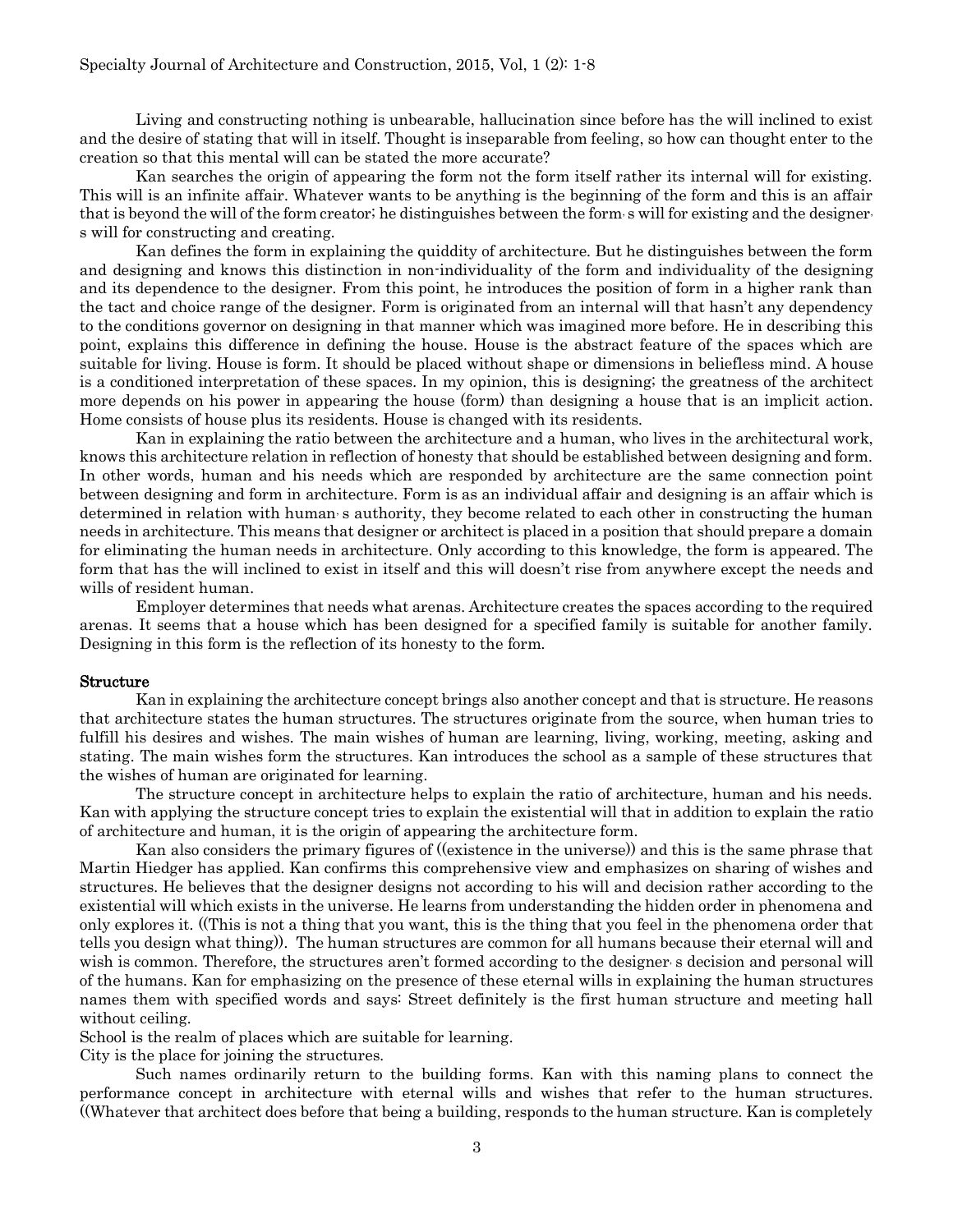Living and constructing nothing is unbearable, hallucination since before has the will inclined to exist and the desire of stating that will in itself. Thought is inseparable from feeling, so how can thought enter to the creation so that this mental will can be stated the more accurate?

Kan searches the origin of appearing the form not the form itself rather its internal will for existing. This will is an infinite affair. Whatever wants to be anything is the beginning of the form and this is an affair that is beyond the will of the form creator; he distinguishes between the form' s will for existing and the designer' s will for constructing and creating.

Kan defines the form in explaining the quiddity of architecture. But he distinguishes between the form and designing and knows this distinction in non-individuality of the form and individuality of the designing and its dependence to the designer. From this point, he introduces the position of form in a higher rank than the tact and choice range of the designer. Form is originated from an internal will that hasn't any dependency to the conditions governor on designing in that manner which was imagined more before. He in describing this point, explains this difference in defining the house. House is the abstract feature of the spaces which are suitable for living. House is form. It should be placed without shape or dimensions in beliefless mind. A house is a conditioned interpretation of these spaces. In my opinion, this is designing; the greatness of the architect more depends on his power in appearing the house (form) than designing a house that is an implicit action. Home consists of house plus its residents. House is changed with its residents.

Kan in explaining the ratio between the architecture and a human, who lives in the architectural work, knows this architecture relation in reflection of honesty that should be established between designing and form. In other words, human and his needs which are responded by architecture are the same connection point between designing and form in architecture. Form is as an individual affair and designing is an affair which is determined in relation with human' s authority, they become related to each other in constructing the human needs in architecture. This means that designer or architect is placed in a position that should prepare a domain for eliminating the human needs in architecture. Only according to this knowledge, the form is appeared. The form that has the will inclined to exist in itself and this will doesn't rise from anywhere except the needs and wills of resident human.

Employer determines that needs what arenas. Architecture creates the spaces according to the required arenas. It seems that a house which has been designed for a specified family is suitable for another family. Designing in this form is the reflection of its honesty to the form.

## Structure

Kan in explaining the architecture concept brings also another concept and that is structure. He reasons that architecture states the human structures. The structures originate from the source, when human tries to fulfill his desires and wishes. The main wishes of human are learning, living, working, meeting, asking and stating. The main wishes form the structures. Kan introduces the school as a sample of these structures that the wishes of human are originated for learning.

The structure concept in architecture helps to explain the ratio of architecture, human and his needs. Kan with applying the structure concept tries to explain the existential will that in addition to explain the ratio of architecture and human, it is the origin of appearing the architecture form.

Kan also considers the primary figures of ((existence in the universe)) and this is the same phrase that Martin Hiedger has applied. Kan confirms this comprehensive view and emphasizes on sharing of wishes and structures. He believes that the designer designs not according to his will and decision rather according to the existential will which exists in the universe. He learns from understanding the hidden order in phenomena and only explores it. ((This is not a thing that you want, this is the thing that you feel in the phenomena order that tells you design what thing)). The human structures are common for all humans because their eternal will and wish is common. Therefore, the structures aren't formed according to the designer' s decision and personal will of the humans. Kan for emphasizing on the presence of these eternal wills in explaining the human structures names them with specified words and says: Street definitely is the first human structure and meeting hall without ceiling.

School is the realm of places which are suitable for learning.

City is the place for joining the structures.

Such names ordinarily return to the building forms. Kan with this naming plans to connect the performance concept in architecture with eternal wills and wishes that refer to the human structures. ((Whatever that architect does before that being a building, responds to the human structure. Kan is completely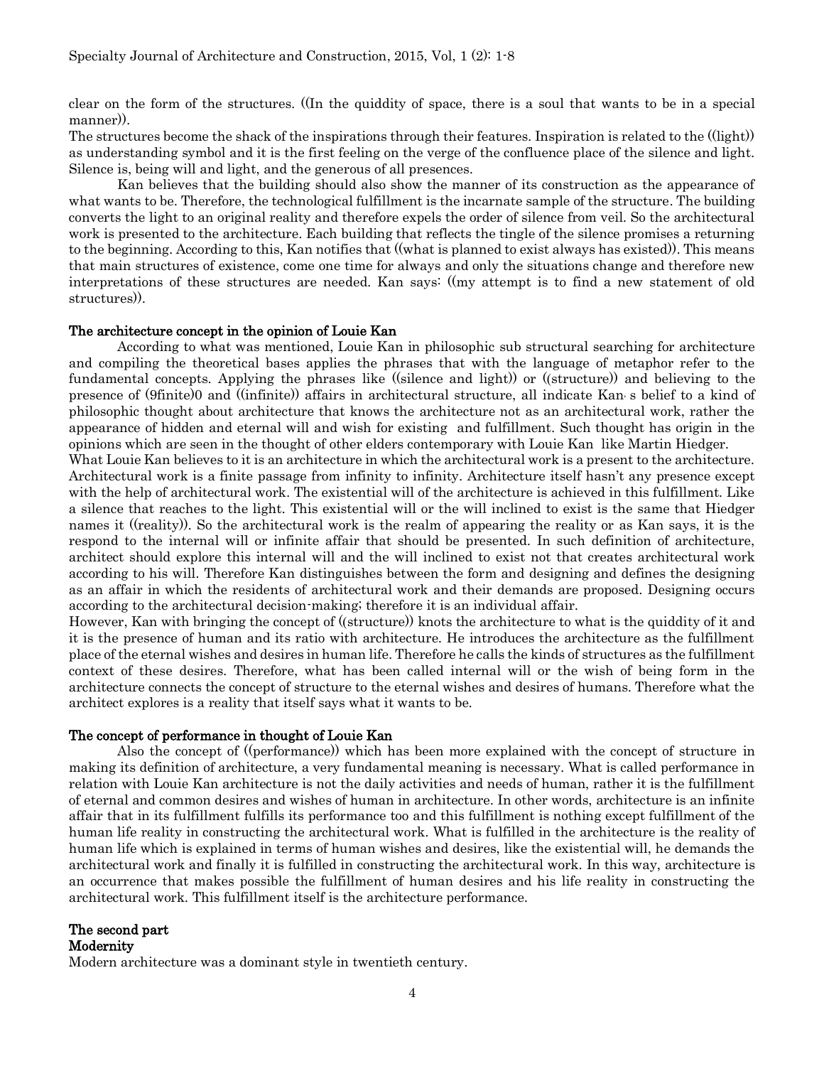clear on the form of the structures. ((In the quiddity of space, there is a soul that wants to be in a special manner)).

The structures become the shack of the inspirations through their features. Inspiration is related to the ((light)) as understanding symbol and it is the first feeling on the verge of the confluence place of the silence and light. Silence is, being will and light, and the generous of all presences.

Kan believes that the building should also show the manner of its construction as the appearance of what wants to be. Therefore, the technological fulfillment is the incarnate sample of the structure. The building converts the light to an original reality and therefore expels the order of silence from veil. So the architectural work is presented to the architecture. Each building that reflects the tingle of the silence promises a returning to the beginning. According to this, Kan notifies that ((what is planned to exist always has existed)). This means that main structures of existence, come one time for always and only the situations change and therefore new interpretations of these structures are needed. Kan says: ((my attempt is to find a new statement of old structures)).

## The architecture concept in the opinion of Louie Kan

According to what was mentioned, Louie Kan in philosophic sub structural searching for architecture and compiling the theoretical bases applies the phrases that with the language of metaphor refer to the fundamental concepts. Applying the phrases like ((silence and light)) or ((structure)) and believing to the presence of (9finite)0 and ((infinite)) affairs in architectural structure, all indicate Kan, s belief to a kind of philosophic thought about architecture that knows the architecture not as an architectural work, rather the appearance of hidden and eternal will and wish for existing and fulfillment. Such thought has origin in the opinions which are seen in the thought of other elders contemporary with Louie Kan like Martin Hiedger.

What Louie Kan believes to it is an architecture in which the architectural work is a present to the architecture. Architectural work is a finite passage from infinity to infinity. Architecture itself hasn't any presence except with the help of architectural work. The existential will of the architecture is achieved in this fulfillment. Like a silence that reaches to the light. This existential will or the will inclined to exist is the same that Hiedger names it ((reality)). So the architectural work is the realm of appearing the reality or as Kan says, it is the respond to the internal will or infinite affair that should be presented. In such definition of architecture, architect should explore this internal will and the will inclined to exist not that creates architectural work according to his will. Therefore Kan distinguishes between the form and designing and defines the designing as an affair in which the residents of architectural work and their demands are proposed. Designing occurs according to the architectural decision-making; therefore it is an individual affair.

However, Kan with bringing the concept of ((structure)) knots the architecture to what is the quiddity of it and it is the presence of human and its ratio with architecture. He introduces the architecture as the fulfillment place of the eternal wishes and desires in human life. Therefore he calls the kinds of structures as the fulfillment context of these desires. Therefore, what has been called internal will or the wish of being form in the architecture connects the concept of structure to the eternal wishes and desires of humans. Therefore what the architect explores is a reality that itself says what it wants to be.

## The concept of performance in thought of Louie Kan

Also the concept of ((performance)) which has been more explained with the concept of structure in making its definition of architecture, a very fundamental meaning is necessary. What is called performance in relation with Louie Kan architecture is not the daily activities and needs of human, rather it is the fulfillment of eternal and common desires and wishes of human in architecture. In other words, architecture is an infinite affair that in its fulfillment fulfills its performance too and this fulfillment is nothing except fulfillment of the human life reality in constructing the architectural work. What is fulfilled in the architecture is the reality of human life which is explained in terms of human wishes and desires, like the existential will, he demands the architectural work and finally it is fulfilled in constructing the architectural work. In this way, architecture is an occurrence that makes possible the fulfillment of human desires and his life reality in constructing the architectural work. This fulfillment itself is the architecture performance.

## The second part

### Modernity

Modern architecture was a dominant style in twentieth century.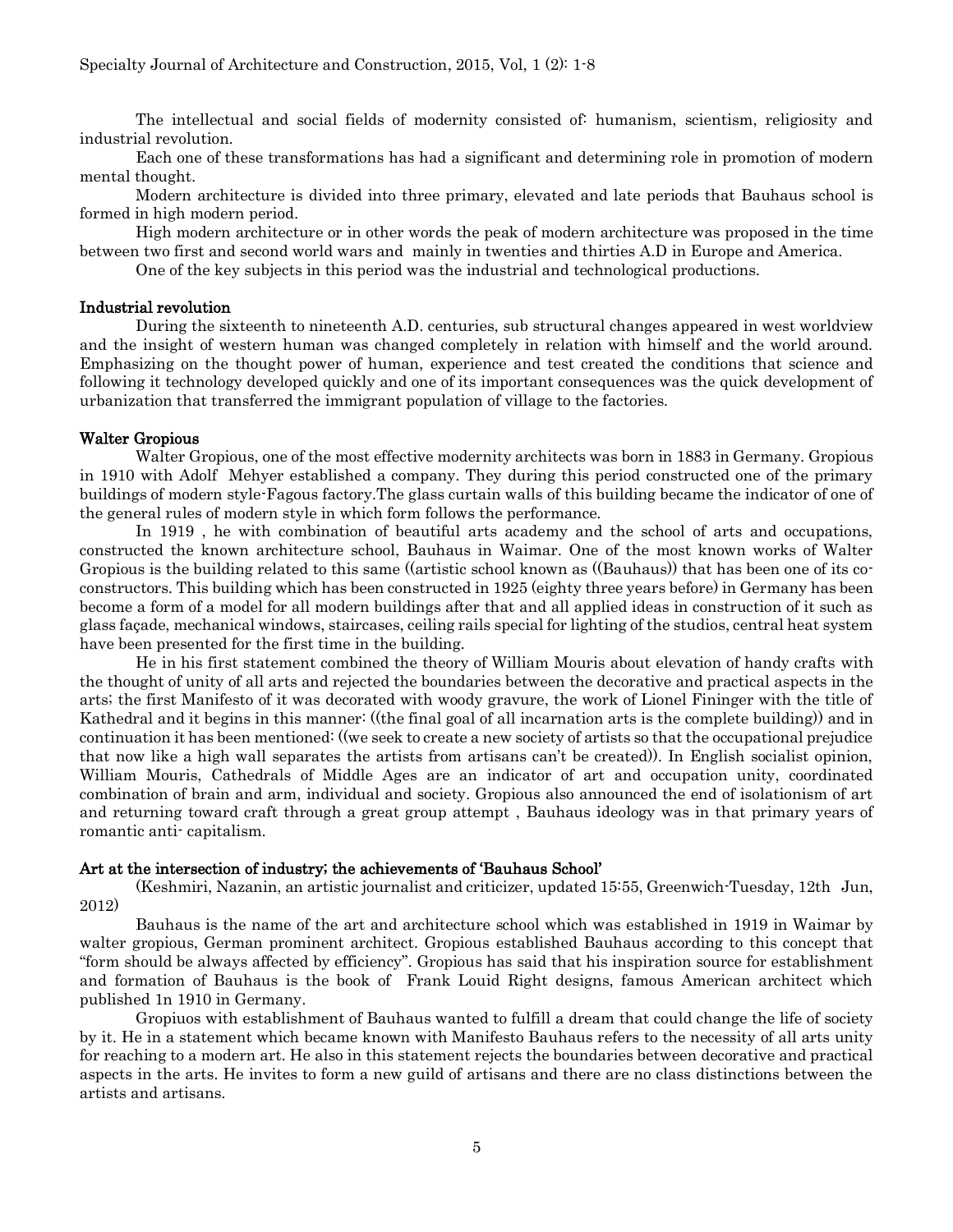The intellectual and social fields of modernity consisted of: humanism, scientism, religiosity and industrial revolution.

Each one of these transformations has had a significant and determining role in promotion of modern mental thought.

Modern architecture is divided into three primary, elevated and late periods that Bauhaus school is formed in high modern period.

High modern architecture or in other words the peak of modern architecture was proposed in the time between two first and second world wars and mainly in twenties and thirties A.D in Europe and America.

One of the key subjects in this period was the industrial and technological productions.

### Industrial revolution

During the sixteenth to nineteenth A.D. centuries, sub structural changes appeared in west worldview and the insight of western human was changed completely in relation with himself and the world around. Emphasizing on the thought power of human, experience and test created the conditions that science and following it technology developed quickly and one of its important consequences was the quick development of urbanization that transferred the immigrant population of village to the factories.

### Walter Gropious

Walter Gropious, one of the most effective modernity architects was born in 1883 in Germany. Gropious in 1910 with Adolf Mehyer established a company. They during this period constructed one of the primary buildings of modern style-Fagous factory.The glass curtain walls of this building became the indicator of one of the general rules of modern style in which form follows the performance.

In 1919 , he with combination of beautiful arts academy and the school of arts and occupations, constructed the known architecture school, Bauhaus in Waimar. One of the most known works of Walter Gropious is the building related to this same ((artistic school known as ((Bauhaus)) that has been one of its co-constructors. This building which has been constructed in 1925 (eighty three years before) in Germany has been become a form of a model for all modern buildings after that and all applied ideas in construction of it such as glass façade, mechanical windows, staircases, ceiling rails special for lighting of the studios, central heat system have been presented for the first time in the building.

He in his first statement combined the theory of William Mouris about elevation of handy crafts with the thought of unity of all arts and rejected the boundaries between the decorative and practical aspects in the arts; the first Manifesto of it was decorated with woody gravure, the work of Lionel Fininger with the title of Kathedral and it begins in this manner: ((the final goal of all incarnation arts is the complete building)) and in continuation it has been mentioned: ((we seek to create a new society of artists so that the occupational prejudice that now like a high wall separates the artists from artisans can't be created)). In English socialist opinion, William Mouris, Cathedrals of Middle Ages are an indicator of art and occupation unity, coordinated combination of brain and arm, individual and society. Gropious also announced the end of isolationism of art and returning toward craft through a great group attempt , Bauhaus ideology was in that primary years of romantic anti- capitalism.

### Art at the intersection of industry; the achievements of 'Bauhaus School'

(Keshmiri, Nazanin, an artistic journalist and criticizer, updated 15:55, Greenwich-Tuesday, 12th Jun, 2012)

Bauhaus is the name of the art and architecture school which was established in 1919 in Waimar by walter gropious, German prominent architect. Gropious established Bauhaus according to this concept that "form should be always affected by efficiency". Gropious has said that his inspiration source for establishment and formation of Bauhaus is the book of Frank Louid Right designs, famous American architect which published 1n 1910 in Germany.

Gropiuos with establishment of Bauhaus wanted to fulfill a dream that could change the life of society by it. He in a statement which became known with Manifesto Bauhaus refers to the necessity of all arts unity for reaching to a modern art. He also in this statement rejects the boundaries between decorative and practical aspects in the arts. He invites to form a new guild of artisans and there are no class distinctions between the artists and artisans.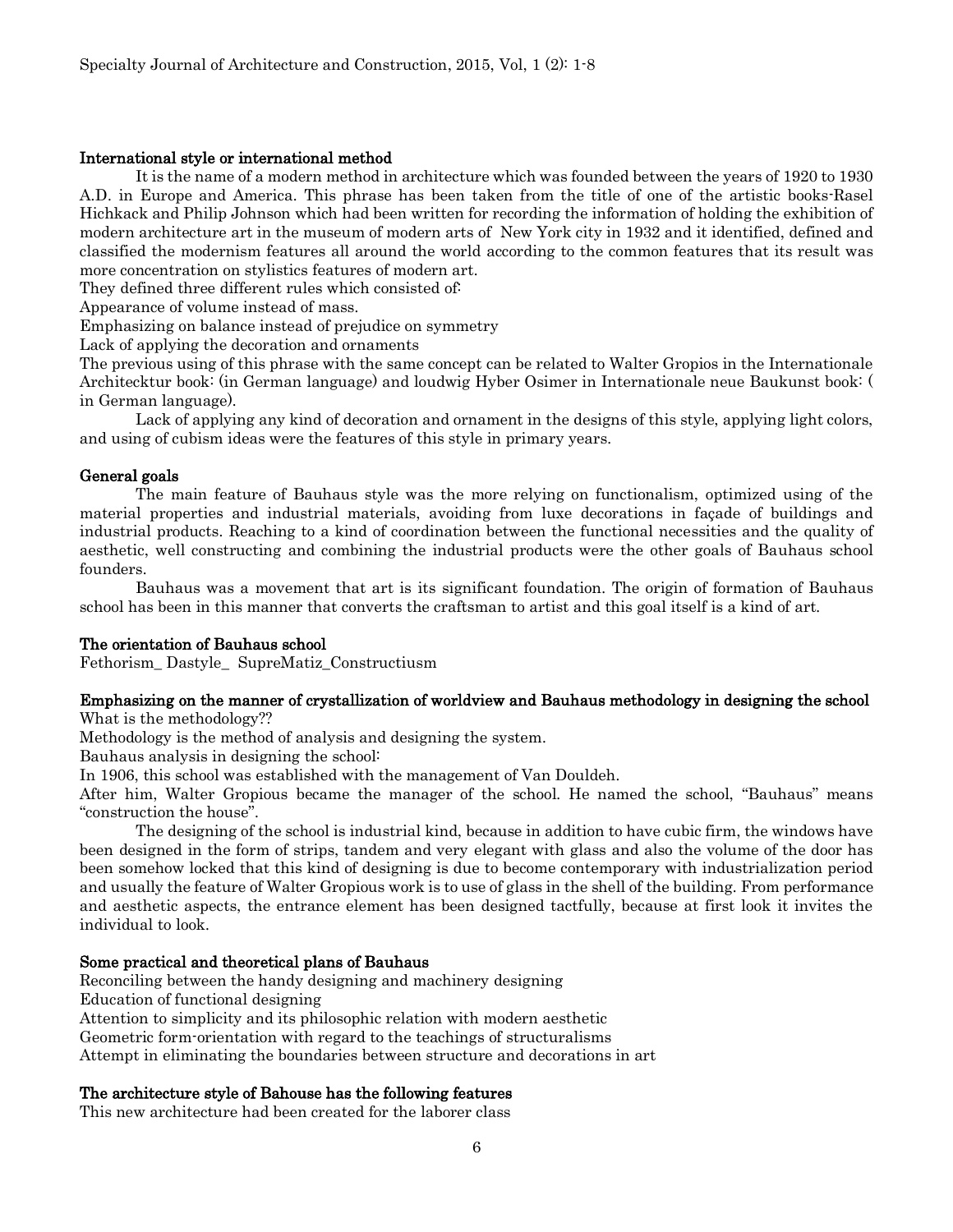## International style or international method

It is the name of a modern method in architecture which was founded between the years of 1920 to 1930 A.D. in Europe and America. This phrase has been taken from the title of one of the artistic books-Rasel Hichkack and Philip Johnson which had been written for recording the information of holding the exhibition of modern architecture art in the museum of modern arts of New York city in 1932 and it identified, defined and classified the modernism features all around the world according to the common features that its result was more concentration on stylistics features of modern art.

They defined three different rules which consisted of:

Appearance of volume instead of mass.

Emphasizing on balance instead of prejudice on symmetry

Lack of applying the decoration and ornaments

The previous using of this phrase with the same concept can be related to Walter Gropios in the Internationale Architecktur book: (in German language) and loudwig Hyber Osimer in Internationale neue Baukunst book: ( in German language).

Lack of applying any kind of decoration and ornament in the designs of this style, applying light colors, and using of cubism ideas were the features of this style in primary years.

## General goals

The main feature of Bauhaus style was the more relying on functionalism, optimized using of the material properties and industrial materials, avoiding from luxe decorations in façade of buildings and industrial products. Reaching to a kind of coordination between the functional necessities and the quality of aesthetic, well constructing and combining the industrial products were the other goals of Bauhaus school founders.

Bauhaus was a movement that art is its significant foundation. The origin of formation of Bauhaus school has been in this manner that converts the craftsman to artist and this goal itself is a kind of art.

## The orientation of Bauhaus school

Fethorism_ Dastyle_ SupreMatiz_Constructiusm

## Emphasizing on the manner of crystallization of worldview and Bauhaus methodology in designing the school

What is the methodology??

Methodology is the method of analysis and designing the system.

Bauhaus analysis in designing the school:

In 1906, this school was established with the management of Van Douldeh.

After him, Walter Gropious became the manager of the school. He named the school, "Bauhaus" means "construction the house".

The designing of the school is industrial kind, because in addition to have cubic firm, the windows have been designed in the form of strips, tandem and very elegant with glass and also the volume of the door has been somehow locked that this kind of designing is due to become contemporary with industrialization period and usually the feature of Walter Gropious work is to use of glass in the shell of the building. From performance and aesthetic aspects, the entrance element has been designed tactfully, because at first look it invites the individual to look.

## Some practical and theoretical plans of Bauhaus

Reconciling between the handy designing and machinery designing

Education of functional designing

Attention to simplicity and its philosophic relation with modern aesthetic

Geometric form-orientation with regard to the teachings of structuralisms

Attempt in eliminating the boundaries between structure and decorations in art

## The architecture style of Bahouse has the following features

This new architecture had been created for the laborer class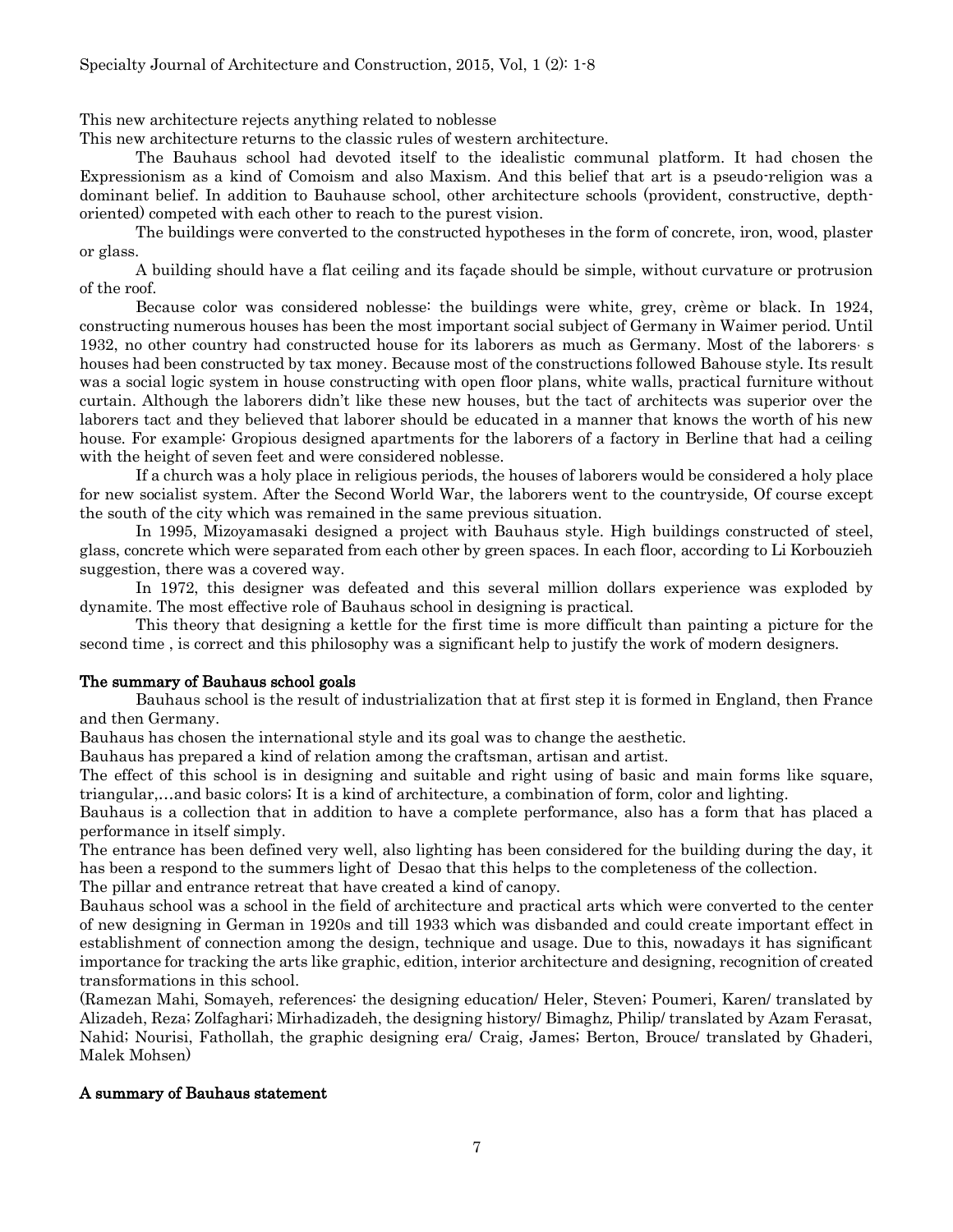This new architecture rejects anything related to noblesse

This new architecture returns to the classic rules of western architecture.

The Bauhaus school had devoted itself to the idealistic communal platform. It had chosen the Expressionism as a kind of Comoism and also Maxism. And this belief that art is a pseudo-religion was a dominant belief. In addition to Bauhause school, other architecture schools (provident, constructive, depth-oriented) competed with each other to reach to the purest vision.

The buildings were converted to the constructed hypotheses in the form of concrete, iron, wood, plaster or glass.

A building should have a flat ceiling and its façade should be simple, without curvature or protrusion of the roof.

Because color was considered noblesse: the buildings were white, grey, crème or black. In 1924, constructing numerous houses has been the most important social subject of Germany in Waimer period. Until 1932, no other country had constructed house for its laborers as much as Germany. Most of the laborers, s houses had been constructed by tax money. Because most of the constructions followed Bahouse style. Its result was a social logic system in house constructing with open floor plans, white walls, practical furniture without curtain. Although the laborers didn't like these new houses, but the tact of architects was superior over the laborers tact and they believed that laborer should be educated in a manner that knows the worth of his new house. For example: Gropious designed apartments for the laborers of a factory in Berline that had a ceiling with the height of seven feet and were considered noblesse.

If a church was a holy place in religious periods, the houses of laborers would be considered a holy place for new socialist system. After the Second World War, the laborers went to the countryside, Of course except the south of the city which was remained in the same previous situation.

In 1995, Mizoyamasaki designed a project with Bauhaus style. High buildings constructed of steel, glass, concrete which were separated from each other by green spaces. In each floor, according to Li Korbouzieh suggestion, there was a covered way.

In 1972, this designer was defeated and this several million dollars experience was exploded by dynamite. The most effective role of Bauhaus school in designing is practical.

This theory that designing a kettle for the first time is more difficult than painting a picture for the second time , is correct and this philosophy was a significant help to justify the work of modern designers.

## The summary of Bauhaus school goals

Bauhaus school is the result of industrialization that at first step it is formed in England, then France and then Germany.

Bauhaus has chosen the international style and its goal was to change the aesthetic.

Bauhaus has prepared a kind of relation among the craftsman, artisan and artist.

The effect of this school is in designing and suitable and right using of basic and main forms like square, triangular,…and basic colors; It is a kind of architecture, a combination of form, color and lighting.

Bauhaus is a collection that in addition to have a complete performance, also has a form that has placed a performance in itself simply.

The entrance has been defined very well, also lighting has been considered for the building during the day, it has been a respond to the summers light of Desao that this helps to the completeness of the collection.

The pillar and entrance retreat that have created a kind of canopy.

Bauhaus school was a school in the field of architecture and practical arts which were converted to the center of new designing in German in 1920s and till 1933 which was disbanded and could create important effect in establishment of connection among the design, technique and usage. Due to this, nowadays it has significant importance for tracking the arts like graphic, edition, interior architecture and designing, recognition of created transformations in this school.

(Ramezan Mahi, Somayeh, references: the designing education/ Heler, Steven; Poumeri, Karen/ translated by Alizadeh, Reza; Zolfaghari; Mirhadizadeh, the designing history/ Bimaghz, Philip/ translated by Azam Ferasat, Nahid; Nourisi, Fathollah, the graphic designing era/ Craig, James; Berton, Brouce/ translated by Ghaderi, Malek Mohsen)

## A summary of Bauhaus statement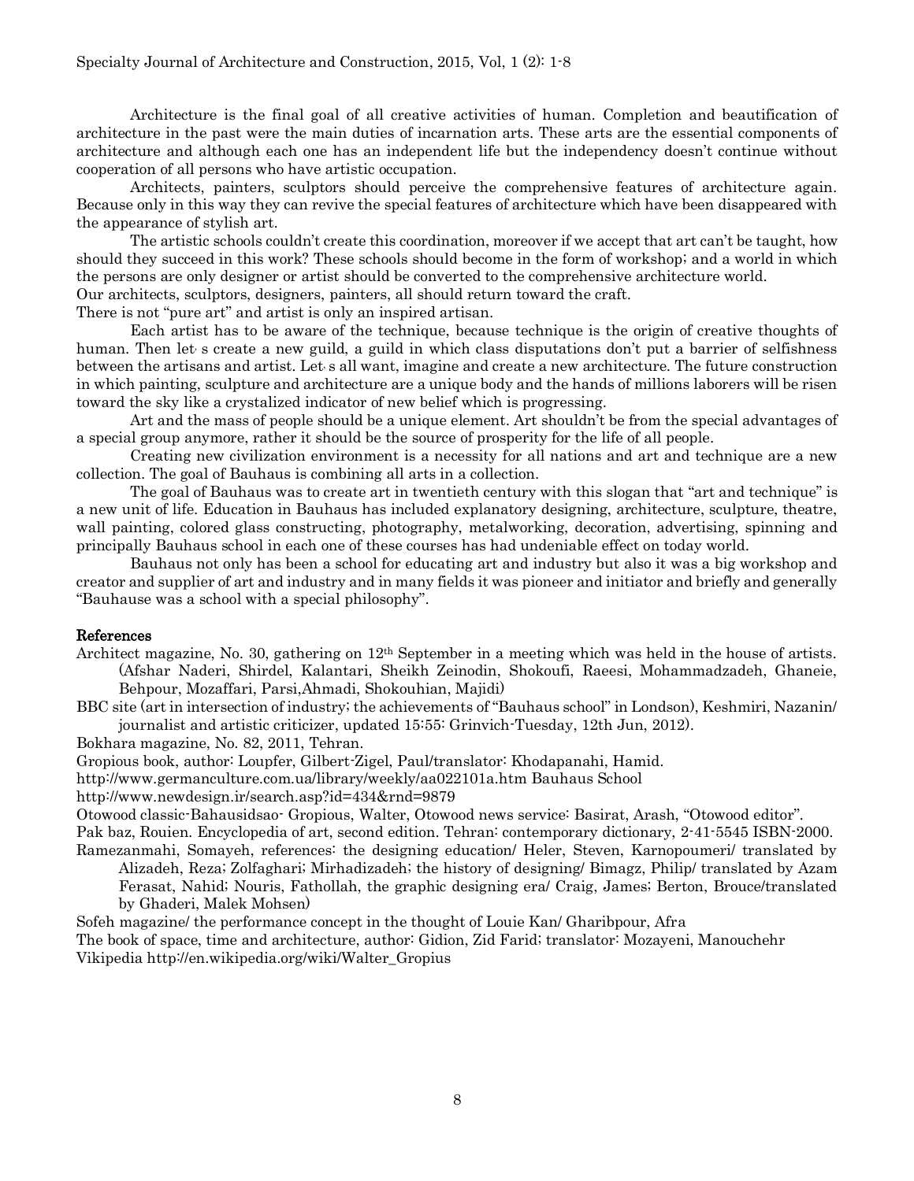Architecture is the final goal of all creative activities of human. Completion and beautification of architecture in the past were the main duties of incarnation arts. These arts are the essential components of architecture and although each one has an independent life but the independency doesn't continue without cooperation of all persons who have artistic occupation.

Architects, painters, sculptors should perceive the comprehensive features of architecture again. Because only in this way they can revive the special features of architecture which have been disappeared with the appearance of stylish art.

The artistic schools couldn't create this coordination, moreover if we accept that art can't be taught, how should they succeed in this work? These schools should become in the form of workshop; and a world in which the persons are only designer or artist should be converted to the comprehensive architecture world.

Our architects, sculptors, designers, painters, all should return toward the craft.

There is not "pure art" and artist is only an inspired artisan.

Each artist has to be aware of the technique, because technique is the origin of creative thoughts of human. Then let' s create a new guild, a guild in which class disputations don't put a barrier of selfishness between the artisans and artist. Let' s all want, imagine and create a new architecture. The future construction in which painting, sculpture and architecture are a unique body and the hands of millions laborers will be risen toward the sky like a crystalized indicator of new belief which is progressing.

Art and the mass of people should be a unique element. Art shouldn't be from the special advantages of a special group anymore, rather it should be the source of prosperity for the life of all people.

Creating new civilization environment is a necessity for all nations and art and technique are a new collection. The goal of Bauhaus is combining all arts in a collection.

The goal of Bauhaus was to create art in twentieth century with this slogan that "art and technique" is a new unit of life. Education in Bauhaus has included explanatory designing, architecture, sculpture, theatre, wall painting, colored glass constructing, photography, metalworking, decoration, advertising, spinning and principally Bauhaus school in each one of these courses has had undeniable effect on today world.

Bauhaus not only has been a school for educating art and industry but also it was a big workshop and creator and supplier of art and industry and in many fields it was pioneer and initiator and briefly and generally "Bauhause was a school with a special philosophy".

## References

Architect magazine, No. 30, gathering on 12th September in a meeting which was held in the house of artists. (Afshar Naderi, Shirdel, Kalantari, Sheikh Zeinodin, Shokoufi, Raeesi, Mohammadzadeh, Ghaneie, Behpour, Mozaffari, Parsi,Ahmadi, Shokouhian, Majidi)

BBC site (art in intersection of industry; the achievements of "Bauhaus school" in Londson), Keshmiri, Nazanin/ journalist and artistic criticizer, updated 15:55: Grinvich-Tuesday, 12th Jun, 2012).

Bokhara magazine, No. 82, 2011, Tehran.

Gropious book, author: Loupfer, Gilbert-Zigel, Paul/translator: Khodapanahi, Hamid.

http://www.germanculture.com.ua/library/weekly/aa022101a.htm Bauhaus School

http://www.newdesign.ir/search.asp?id=434&rnd=9879

Otowood classic-Bahausidsao- Gropious, Walter, Otowood news service: Basirat, Arash, "Otowood editor".

Pak baz, Rouien. Encyclopedia of art, second edition. Tehran: contemporary dictionary, 2-41-5545 ISBN-2000.

Ramezanmahi, Somayeh, references: the designing education/ Heler, Steven, Karnopoumeri/ translated by Alizadeh, Reza; Zolfaghari; Mirhadizadeh; the history of designing/ Bimagz, Philip/ translated by Azam Ferasat, Nahid; Nouris, Fathollah, the graphic designing era/ Craig, James; Berton, Brouce/translated by Ghaderi, Malek Mohsen)

Sofeh magazine/ the performance concept in the thought of Louie Kan/ Gharibpour, Afra

The book of space, time and architecture, author: Gidion, Zid Farid; translator: Mozayeni, Manouchehr

Vikipedia http://en.wikipedia.org/wiki/Walter_Gropius